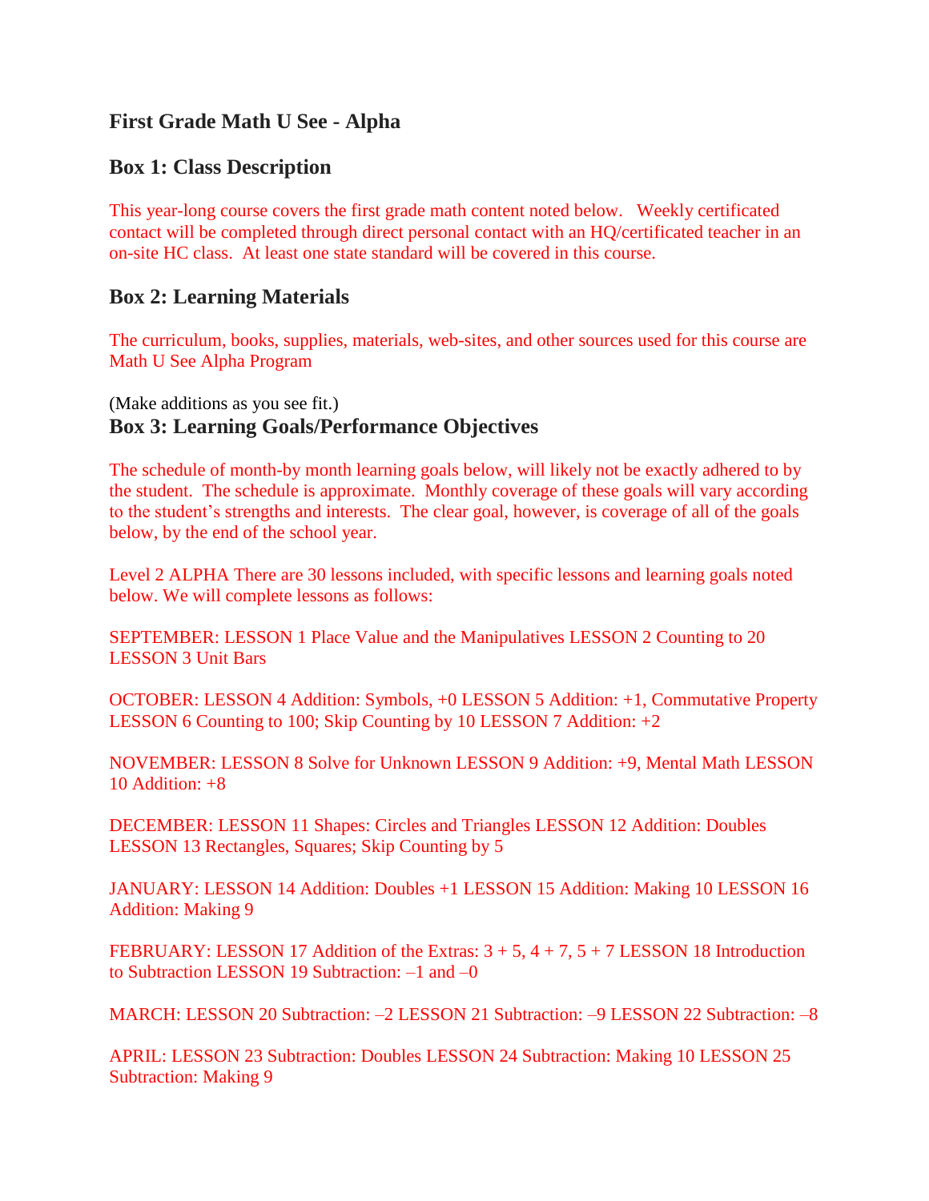## First Grade Math U See - Alpha

### Box 1: Class Description

This year-long course covers the first grade math content noted below. Weekly certificated contact will be completed through direct personal contact with an HQ/certificated teacher in an on-site HC class. At least one state standard will be covered in this course.

### Box 2: Learning Materials

The curriculum, books, supplies, materials, web-sites, and other sources used for this course are Math U See Alpha Program

(Make additions as you see fit.)

### Box 3: Learning Goals/Performance Objectives

The schedule of month-by month learning goals below, will likely not be exactly adhered to by the student. The schedule is approximate. Monthly coverage of these goals will vary according to the student's strengths and interests. The clear goal, however, is coverage of all of the goals below, by the end of the school year.

Level 2 ALPHA There are 30 lessons included, with specific lessons and learning goals noted below. We will complete lessons as follows:

SEPTEMBER: LESSON 1 Place Value and the Manipulatives LESSON 2 Counting to 20 LESSON 3 Unit Bars

OCTOBER: LESSON 4 Addition: Symbols, +0 LESSON 5 Addition: +1, Commutative Property LESSON 6 Counting to 100; Skip Counting by 10 LESSON 7 Addition: +2

NOVEMBER: LESSON 8 Solve for Unknown LESSON 9 Addition: +9, Mental Math LESSON 10 Addition: +8

DECEMBER: LESSON 11 Shapes: Circles and Triangles LESSON 12 Addition: Doubles LESSON 13 Rectangles, Squares; Skip Counting by 5

JANUARY: LESSON 14 Addition: Doubles +1 LESSON 15 Addition: Making 10 LESSON 16 Addition: Making 9

FEBRUARY: LESSON 17 Addition of the Extras: $3 + 5$, $4 + 7$, $5 + 7$ LESSON 18 Introduction to Subtraction LESSON 19 Subtraction: –1 and –0

MARCH: LESSON 20 Subtraction: –2 LESSON 21 Subtraction: –9 LESSON 22 Subtraction: –8

APRIL: LESSON 23 Subtraction: Doubles LESSON 24 Subtraction: Making 10 LESSON 25 Subtraction: Making 9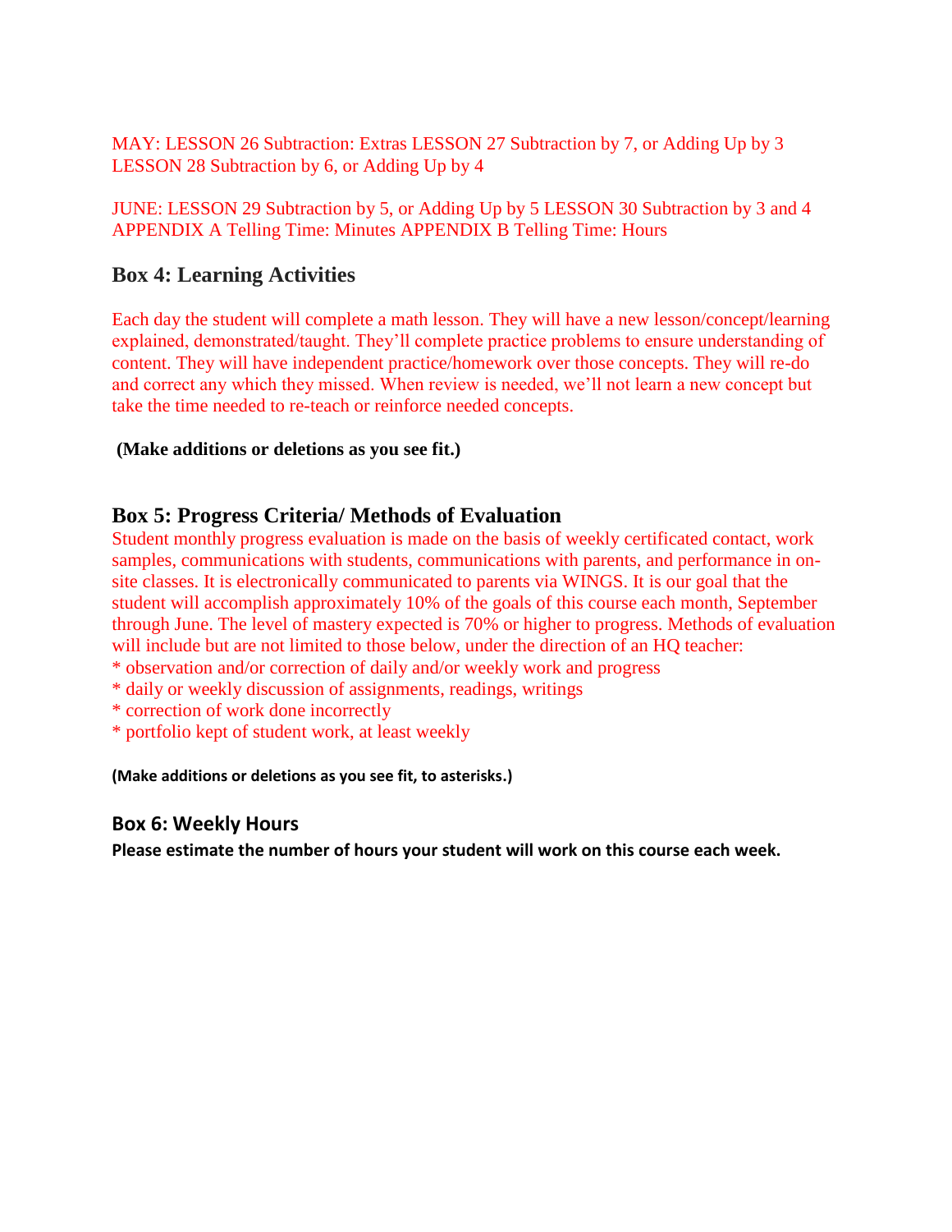MAY: LESSON 26 Subtraction: Extras LESSON 27 Subtraction by 7, or Adding Up by 3 LESSON 28 Subtraction by 6, or Adding Up by 4

JUNE: LESSON 29 Subtraction by 5, or Adding Up by 5 LESSON 30 Subtraction by 3 and 4 APPENDIX A Telling Time: Minutes APPENDIX B Telling Time: Hours

## Box 4: Learning Activities

Each day the student will complete a math lesson. They will have a new lesson/concept/learning explained, demonstrated/taught. They'll complete practice problems to ensure understanding of content. They will have independent practice/homework over those concepts. They will re-do and correct any which they missed. When review is needed, we'll not learn a new concept but take the time needed to re-teach or reinforce needed concepts.

**(Make additions or deletions as you see fit.)**

## Box 5: Progress Criteria/ Methods of Evaluation

Student monthly progress evaluation is made on the basis of weekly certificated contact, work samples, communications with students, communications with parents, and performance in on-site classes. It is electronically communicated to parents via WINGS. It is our goal that the student will accomplish approximately 10% of the goals of this course each month, September through June. The level of mastery expected is 70% or higher to progress. Methods of evaluation will include but are not limited to those below, under the direction of an HQ teacher:

* observation and/or correction of daily and/or weekly work and progress
* daily or weekly discussion of assignments, readings, writings
* correction of work done incorrectly
* portfolio kept of student work, at least weekly

**(Make additions or deletions as you see fit, to asterisks.)**

## Box 6: Weekly Hours

**Please estimate the number of hours your student will work on this course each week.**